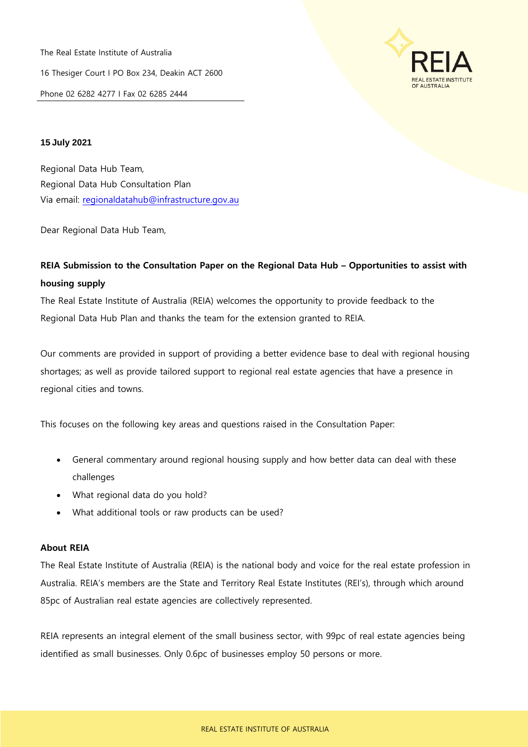The Real Estate Institute of Australia

16 Thesiger Court I PO Box 234, Deakin ACT 2600

Phone 02 6282 4277 I Fax 02 6285 2444

**15 July 2021**

Regional Data Hub Team,
Regional Data Hub Consultation Plan
Via email: regionaldatahub@infrastructure.gov.au

Dear Regional Data Hub Team,

**REIA Submission to the Consultation Paper on the Regional Data Hub – Opportunities to assist with housing supply**

The Real Estate Institute of Australia (REIA) welcomes the opportunity to provide feedback to the Regional Data Hub Plan and thanks the team for the extension granted to REIA.

Our comments are provided in support of providing a better evidence base to deal with regional housing shortages; as well as provide tailored support to regional real estate agencies that have a presence in regional cities and towns.

This focuses on the following key areas and questions raised in the Consultation Paper:

- General commentary around regional housing supply and how better data can deal with these challenges
- What regional data do you hold?
- What additional tools or raw products can be used?

**About REIA**

The Real Estate Institute of Australia (REIA) is the national body and voice for the real estate profession in Australia. REIA's members are the State and Territory Real Estate Institutes (REI's), through which around 85pc of Australian real estate agencies are collectively represented.

REIA represents an integral element of the small business sector, with 99pc of real estate agencies being identified as small businesses. Only 0.6pc of businesses employ 50 persons or more.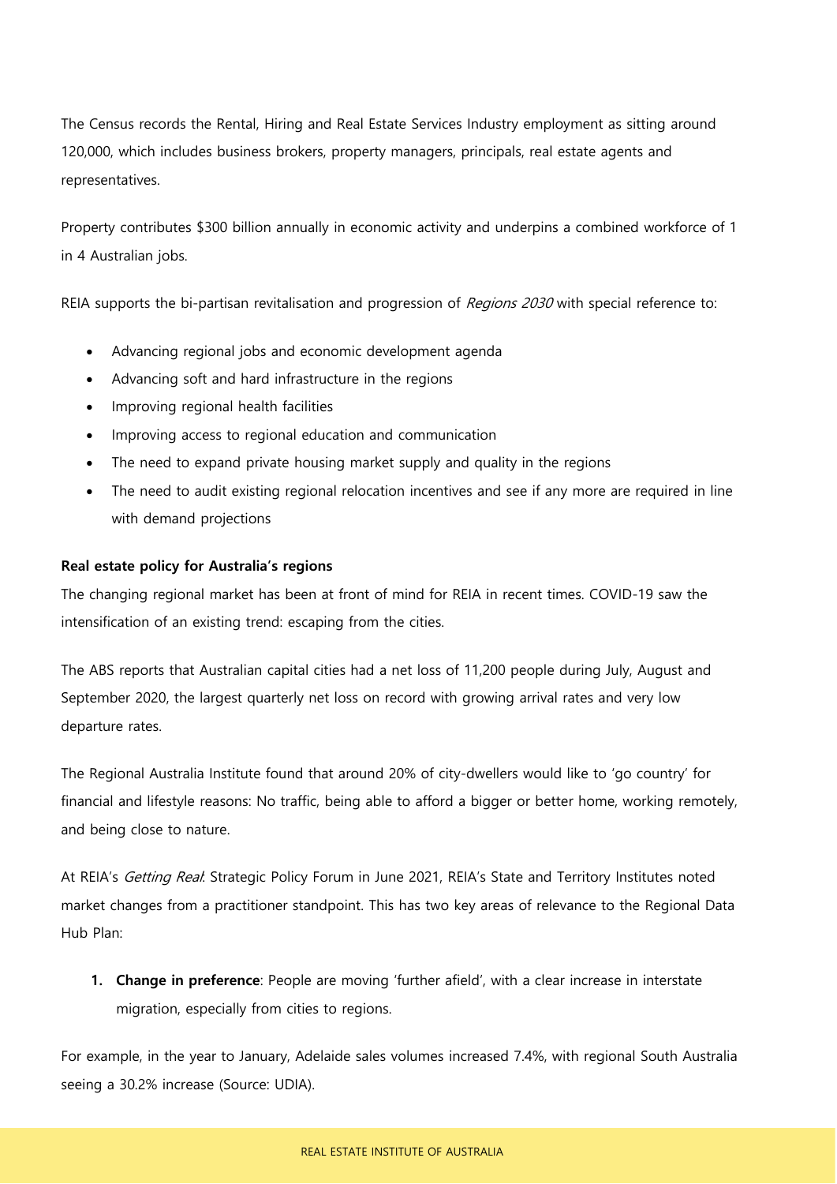The Census records the Rental, Hiring and Real Estate Services Industry employment as sitting around 120,000, which includes business brokers, property managers, principals, real estate agents and representatives.

Property contributes $300 billion annually in economic activity and underpins a combined workforce of 1 in 4 Australian jobs.

REIA supports the bi-partisan revitalisation and progression of *Regions 2030* with special reference to:

- Advancing regional jobs and economic development agenda
- Advancing soft and hard infrastructure in the regions
- Improving regional health facilities
- Improving access to regional education and communication
- The need to expand private housing market supply and quality in the regions
- The need to audit existing regional relocation incentives and see if any more are required in line with demand projections

**Real estate policy for Australia's regions**

The changing regional market has been at front of mind for REIA in recent times. COVID-19 saw the intensification of an existing trend: escaping from the cities.

The ABS reports that Australian capital cities had a net loss of 11,200 people during July, August and September 2020, the largest quarterly net loss on record with growing arrival rates and very low departure rates.

The Regional Australia Institute found that around 20% of city-dwellers would like to 'go country' for financial and lifestyle reasons: No traffic, being able to afford a bigger or better home, working remotely, and being close to nature.

At REIA's *Getting Real*: Strategic Policy Forum in June 2021, REIA's State and Territory Institutes noted market changes from a practitioner standpoint. This has two key areas of relevance to the Regional Data Hub Plan:

1. **Change in preference**: People are moving 'further afield', with a clear increase in interstate migration, especially from cities to regions.

For example, in the year to January, Adelaide sales volumes increased 7.4%, with regional South Australia seeing a 30.2% increase (Source: UDIA).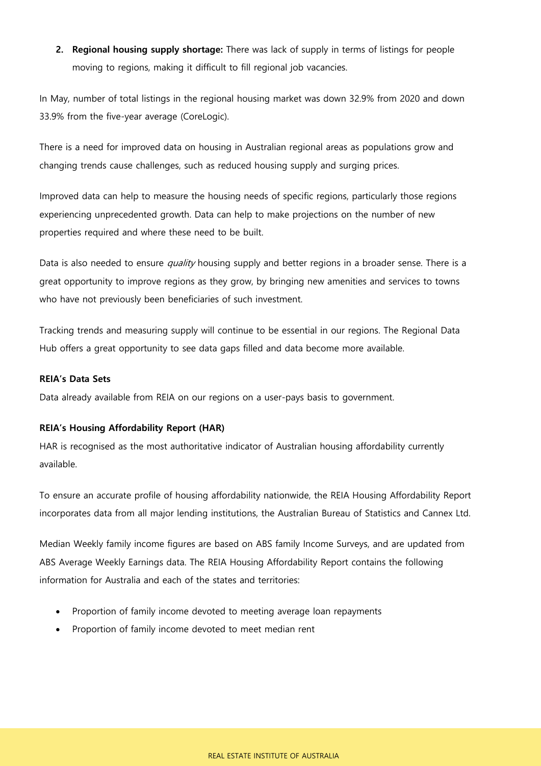2. **Regional housing supply shortage:** There was lack of supply in terms of listings for people moving to regions, making it difficult to fill regional job vacancies.

In May, number of total listings in the regional housing market was down 32.9% from 2020 and down 33.9% from the five-year average (CoreLogic).

There is a need for improved data on housing in Australian regional areas as populations grow and changing trends cause challenges, such as reduced housing supply and surging prices.

Improved data can help to measure the housing needs of specific regions, particularly those regions experiencing unprecedented growth. Data can help to make projections on the number of new properties required and where these need to be built.

Data is also needed to ensure *quality* housing supply and better regions in a broader sense. There is a great opportunity to improve regions as they grow, by bringing new amenities and services to towns who have not previously been beneficiaries of such investment.

Tracking trends and measuring supply will continue to be essential in our regions. The Regional Data Hub offers a great opportunity to see data gaps filled and data become more available.

**REIA's Data Sets**

Data already available from REIA on our regions on a user-pays basis to government.

**REIA's Housing Affordability Report (HAR)**

HAR is recognised as the most authoritative indicator of Australian housing affordability currently available.

To ensure an accurate profile of housing affordability nationwide, the REIA Housing Affordability Report incorporates data from all major lending institutions, the Australian Bureau of Statistics and Cannex Ltd.

Median Weekly family income figures are based on ABS family Income Surveys, and are updated from ABS Average Weekly Earnings data. The REIA Housing Affordability Report contains the following information for Australia and each of the states and territories:

- Proportion of family income devoted to meeting average loan repayments
- Proportion of family income devoted to meet median rent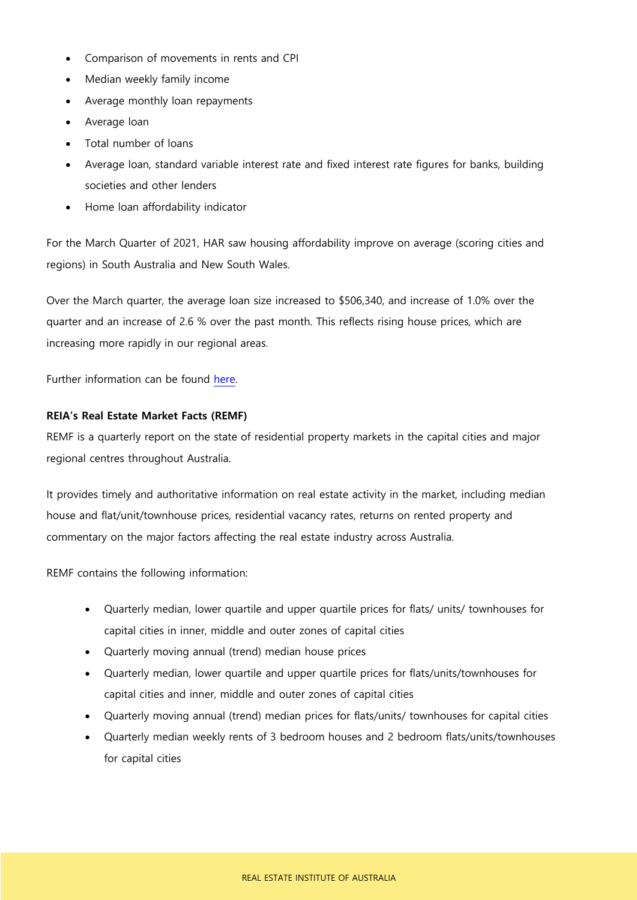- Comparison of movements in rents and CPI
- Median weekly family income
- Average monthly loan repayments
- Average loan
- Total number of loans
- Average loan, standard variable interest rate and fixed interest rate figures for banks, building societies and other lenders
- Home loan affordability indicator

For the March Quarter of 2021, HAR saw housing affordability improve on average (scoring cities and regions) in South Australia and New South Wales.

Over the March quarter, the average loan size increased to $506,340, and increase of 1.0% over the quarter and an increase of 2.6 % over the past month. This reflects rising house prices, which are increasing more rapidly in our regional areas.

Further information can be found here.

**REIA's Real Estate Market Facts (REMF)**

REMF is a quarterly report on the state of residential property markets in the capital cities and major regional centres throughout Australia.

It provides timely and authoritative information on real estate activity in the market, including median house and flat/unit/townhouse prices, residential vacancy rates, returns on rented property and commentary on the major factors affecting the real estate industry across Australia.

REMF contains the following information:

- Quarterly median, lower quartile and upper quartile prices for flats/ units/ townhouses for capital cities in inner, middle and outer zones of capital cities
- Quarterly moving annual (trend) median house prices
- Quarterly median, lower quartile and upper quartile prices for flats/units/townhouses for capital cities and inner, middle and outer zones of capital cities
- Quarterly moving annual (trend) median prices for flats/units/ townhouses for capital cities
- Quarterly median weekly rents of 3 bedroom houses and 2 bedroom flats/units/townhouses for capital cities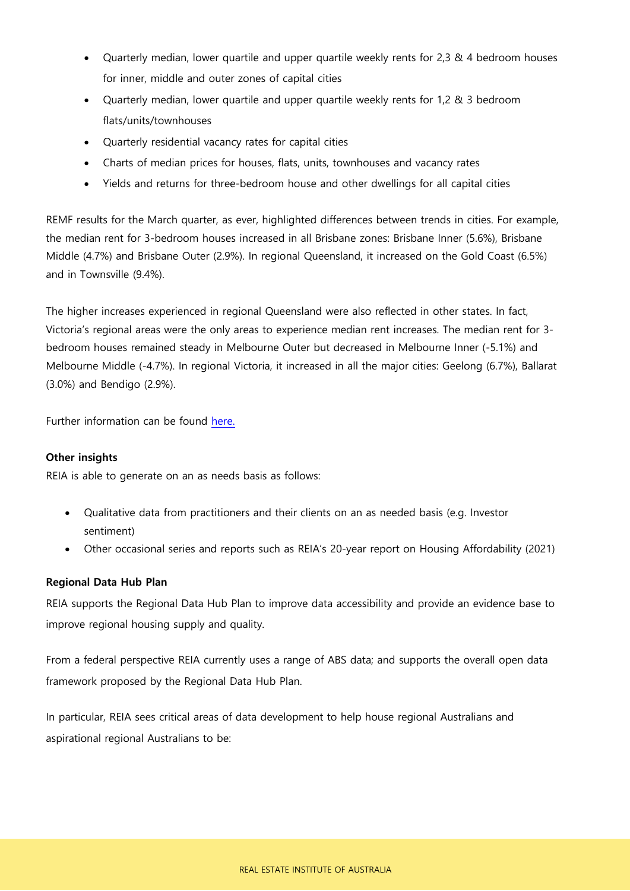- Quarterly median, lower quartile and upper quartile weekly rents for 2,3 & 4 bedroom houses for inner, middle and outer zones of capital cities
- Quarterly median, lower quartile and upper quartile weekly rents for 1,2 & 3 bedroom flats/units/townhouses
- Quarterly residential vacancy rates for capital cities
- Charts of median prices for houses, flats, units, townhouses and vacancy rates
- Yields and returns for three-bedroom house and other dwellings for all capital cities

REMF results for the March quarter, as ever, highlighted differences between trends in cities. For example, the median rent for 3-bedroom houses increased in all Brisbane zones: Brisbane Inner (5.6%), Brisbane Middle (4.7%) and Brisbane Outer (2.9%). In regional Queensland, it increased on the Gold Coast (6.5%) and in Townsville (9.4%).

The higher increases experienced in regional Queensland were also reflected in other states. In fact, Victoria's regional areas were the only areas to experience median rent increases. The median rent for 3-bedroom houses remained steady in Melbourne Outer but decreased in Melbourne Inner (-5.1%) and Melbourne Middle (-4.7%). In regional Victoria, it increased in all the major cities: Geelong (6.7%), Ballarat (3.0%) and Bendigo (2.9%).

Further information can be found here.

**Other insights**

REIA is able to generate on an as needs basis as follows:

- Qualitative data from practitioners and their clients on an as needed basis (e.g. Investor sentiment)
- Other occasional series and reports such as REIA's 20-year report on Housing Affordability (2021)

**Regional Data Hub Plan**

REIA supports the Regional Data Hub Plan to improve data accessibility and provide an evidence base to improve regional housing supply and quality.

From a federal perspective REIA currently uses a range of ABS data; and supports the overall open data framework proposed by the Regional Data Hub Plan.

In particular, REIA sees critical areas of data development to help house regional Australians and aspirational regional Australians to be: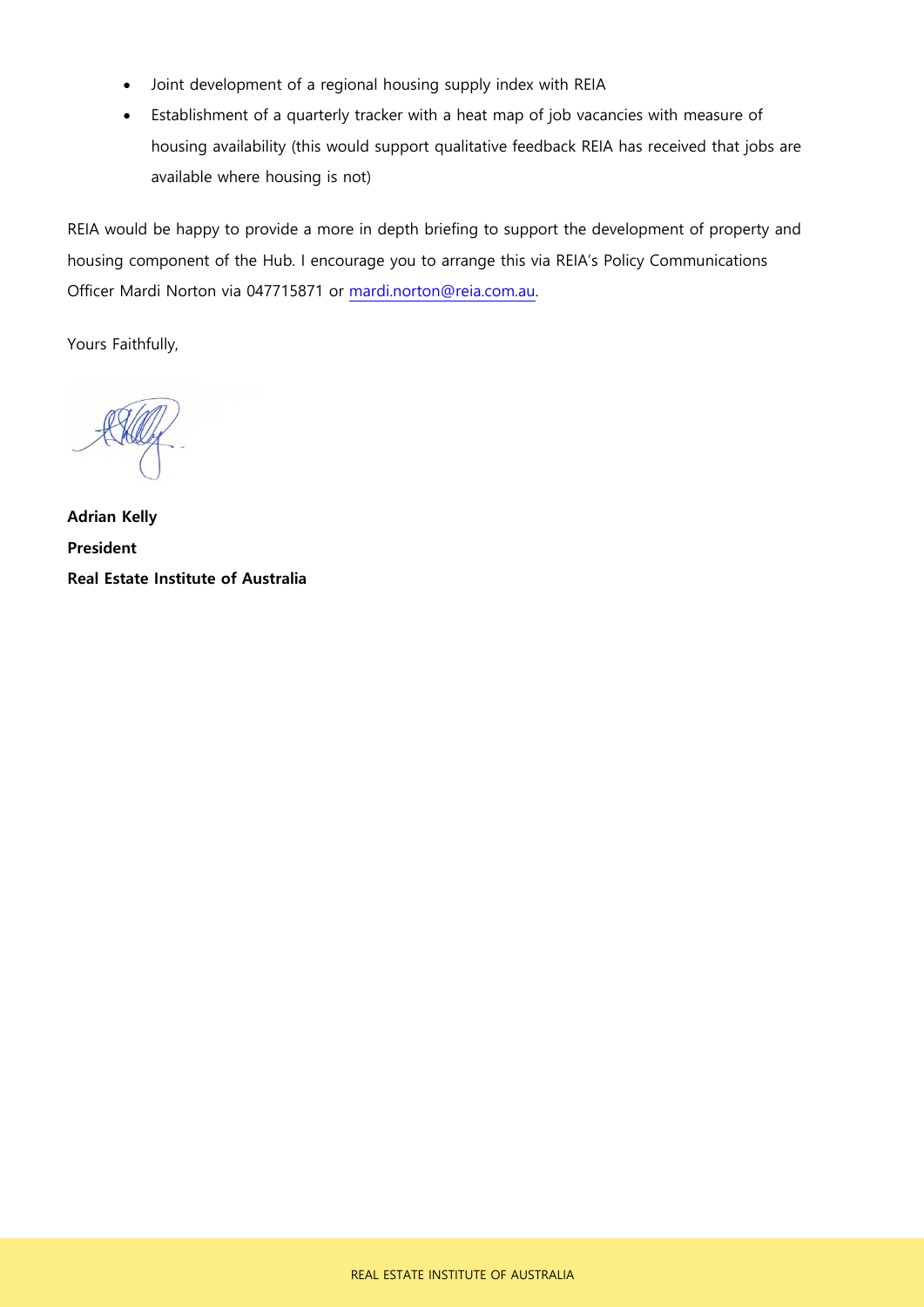- Joint development of a regional housing supply index with REIA
- Establishment of a quarterly tracker with a heat map of job vacancies with measure of housing availability (this would support qualitative feedback REIA has received that jobs are available where housing is not)

REIA would be happy to provide a more in depth briefing to support the development of property and housing component of the Hub. I encourage you to arrange this via REIA's Policy Communications Officer Mardi Norton via 047715871 or [mardi.norton@reia.com.au](mailto:mardi.norton@reia.com.au).

Yours Faithfully,

**Adrian Kelly**
**President**
**Real Estate Institute of Australia**